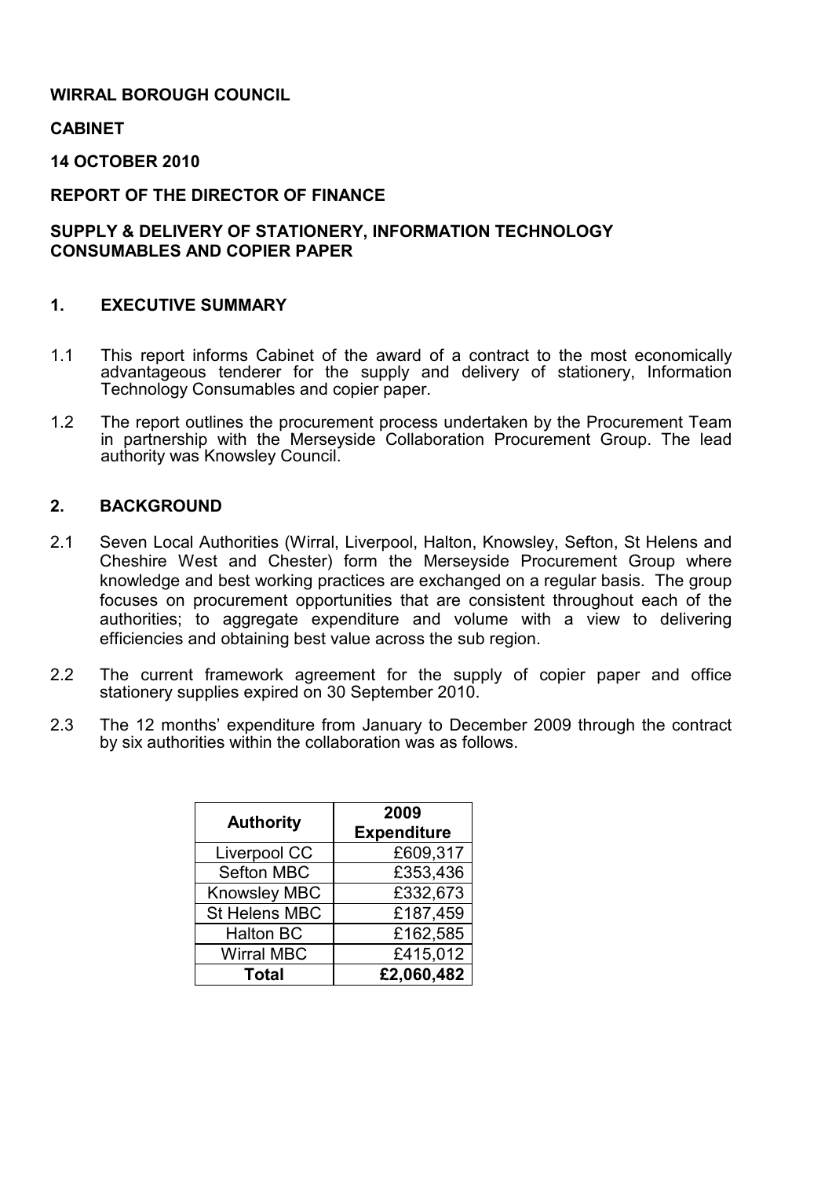**WIRRAL BOROUGH COUNCIL**

**CABINET**

**14 OCTOBER 2010**

**REPORT OF THE DIRECTOR OF FINANCE**

**SUPPLY & DELIVERY OF STATIONERY, INFORMATION TECHNOLOGY CONSUMABLES AND COPIER PAPER**

## 1. EXECUTIVE SUMMARY

1.1 This report informs Cabinet of the award of a contract to the most economically advantageous tenderer for the supply and delivery of stationery, Information Technology Consumables and copier paper.

1.2 The report outlines the procurement process undertaken by the Procurement Team in partnership with the Merseyside Collaboration Procurement Group. The lead authority was Knowsley Council.

## 2. BACKGROUND

2.1 Seven Local Authorities (Wirral, Liverpool, Halton, Knowsley, Sefton, St Helens and Cheshire West and Chester) form the Merseyside Procurement Group where knowledge and best working practices are exchanged on a regular basis. The group focuses on procurement opportunities that are consistent throughout each of the authorities; to aggregate expenditure and volume with a view to delivering efficiencies and obtaining best value across the sub region.

2.2 The current framework agreement for the supply of copier paper and office stationery supplies expired on 30 September 2010.

2.3 The 12 months' expenditure from January to December 2009 through the contract by six authorities within the collaboration was as follows.

| Authority | 2009 Expenditure |
|---|---:|
| Liverpool CC | £609,317 |
| Sefton MBC | £353,436 |
| Knowsley MBC | £332,673 |
| St Helens MBC | £187,459 |
| Halton BC | £162,585 |
| Wirral MBC | £415,012 |
| **Total** | **£2,060,482** |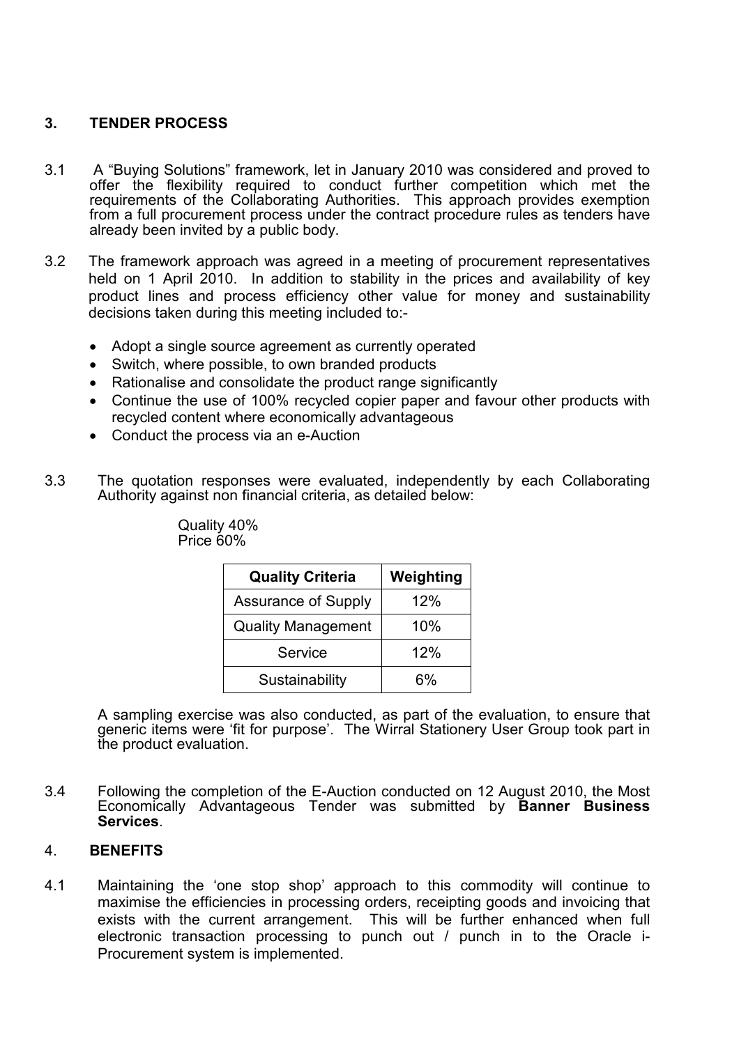## 3. TENDER PROCESS

3.1 A "Buying Solutions" framework, let in January 2010 was considered and proved to offer the flexibility required to conduct further competition which met the requirements of the Collaborating Authorities. This approach provides exemption from a full procurement process under the contract procedure rules as tenders have already been invited by a public body.

3.2 The framework approach was agreed in a meeting of procurement representatives held on 1 April 2010. In addition to stability in the prices and availability of key product lines and process efficiency other value for money and sustainability decisions taken during this meeting included to:-

- Adopt a single source agreement as currently operated
- Switch, where possible, to own branded products
- Rationalise and consolidate the product range significantly
- Continue the use of 100% recycled copier paper and favour other products with recycled content where economically advantageous
- Conduct the process via an e-Auction

3.3 The quotation responses were evaluated, independently by each Collaborating Authority against non financial criteria, as detailed below:

Quality 40%
Price 60%

| Quality Criteria | Weighting |
|---|---|
| Assurance of Supply | 12% |
| Quality Management | 10% |
| Service | 12% |
| Sustainability | 6% |

A sampling exercise was also conducted, as part of the evaluation, to ensure that generic items were 'fit for purpose'. The Wirral Stationery User Group took part in the product evaluation.

3.4 Following the completion of the E-Auction conducted on 12 August 2010, the Most Economically Advantageous Tender was submitted by **Banner Business Services**.

## 4. BENEFITS

4.1 Maintaining the 'one stop shop' approach to this commodity will continue to maximise the efficiencies in processing orders, receipting goods and invoicing that exists with the current arrangement. This will be further enhanced when full electronic transaction processing to punch out / punch in to the Oracle i-Procurement system is implemented.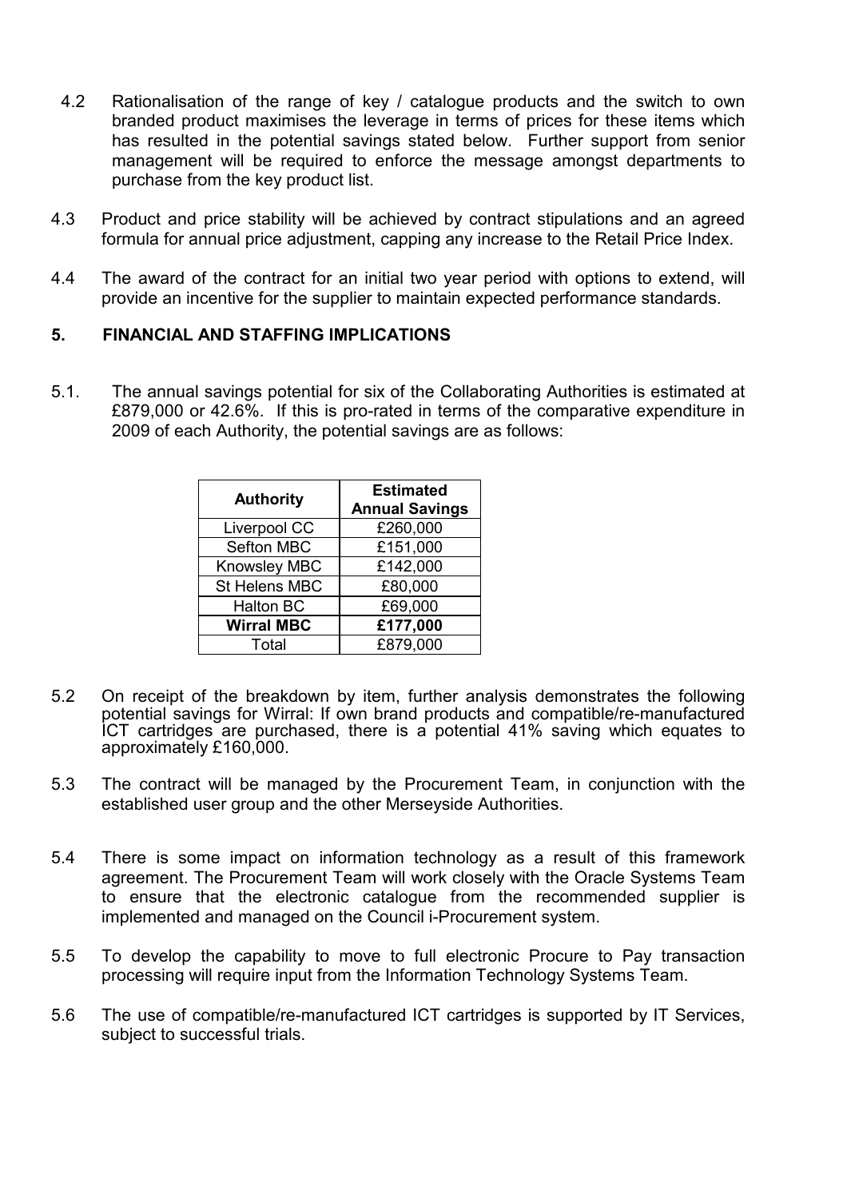4.2 Rationalisation of the range of key / catalogue products and the switch to own branded product maximises the leverage in terms of prices for these items which has resulted in the potential savings stated below. Further support from senior management will be required to enforce the message amongst departments to purchase from the key product list.

4.3 Product and price stability will be achieved by contract stipulations and an agreed formula for annual price adjustment, capping any increase to the Retail Price Index.

4.4 The award of the contract for an initial two year period with options to extend, will provide an incentive for the supplier to maintain expected performance standards.

## 5. FINANCIAL AND STAFFING IMPLICATIONS

5.1. The annual savings potential for six of the Collaborating Authorities is estimated at £879,000 or 42.6%. If this is pro-rated in terms of the comparative expenditure in 2009 of each Authority, the potential savings are as follows:

| Authority | Estimated Annual Savings |
|---|---|
| Liverpool CC | £260,000 |
| Sefton MBC | £151,000 |
| Knowsley MBC | £142,000 |
| St Helens MBC | £80,000 |
| Halton BC | £69,000 |
| **Wirral MBC** | **£177,000** |
| Total | £879,000 |

5.2 On receipt of the breakdown by item, further analysis demonstrates the following potential savings for Wirral: If own brand products and compatible/re-manufactured ICT cartridges are purchased, there is a potential 41% saving which equates to approximately £160,000.

5.3 The contract will be managed by the Procurement Team, in conjunction with the established user group and the other Merseyside Authorities.

5.4 There is some impact on information technology as a result of this framework agreement. The Procurement Team will work closely with the Oracle Systems Team to ensure that the electronic catalogue from the recommended supplier is implemented and managed on the Council i-Procurement system.

5.5 To develop the capability to move to full electronic Procure to Pay transaction processing will require input from the Information Technology Systems Team.

5.6 The use of compatible/re-manufactured ICT cartridges is supported by IT Services, subject to successful trials.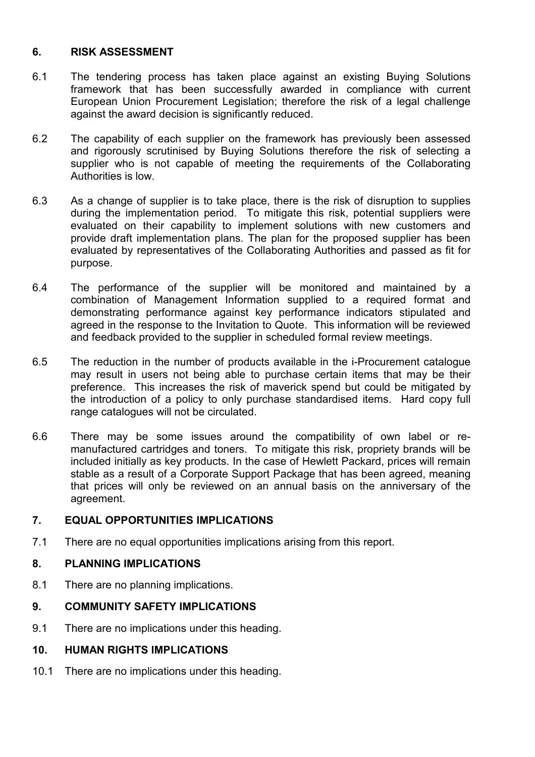## 6. RISK ASSESSMENT

6.1 The tendering process has taken place against an existing Buying Solutions framework that has been successfully awarded in compliance with current European Union Procurement Legislation; therefore the risk of a legal challenge against the award decision is significantly reduced.

6.2 The capability of each supplier on the framework has previously been assessed and rigorously scrutinised by Buying Solutions therefore the risk of selecting a supplier who is not capable of meeting the requirements of the Collaborating Authorities is low.

6.3 As a change of supplier is to take place, there is the risk of disruption to supplies during the implementation period. To mitigate this risk, potential suppliers were evaluated on their capability to implement solutions with new customers and provide draft implementation plans. The plan for the proposed supplier has been evaluated by representatives of the Collaborating Authorities and passed as fit for purpose.

6.4 The performance of the supplier will be monitored and maintained by a combination of Management Information supplied to a required format and demonstrating performance against key performance indicators stipulated and agreed in the response to the Invitation to Quote. This information will be reviewed and feedback provided to the supplier in scheduled formal review meetings.

6.5 The reduction in the number of products available in the i-Procurement catalogue may result in users not being able to purchase certain items that may be their preference. This increases the risk of maverick spend but could be mitigated by the introduction of a policy to only purchase standardised items. Hard copy full range catalogues will not be circulated.

6.6 There may be some issues around the compatibility of own label or re-manufactured cartridges and toners. To mitigate this risk, propriety brands will be included initially as key products. In the case of Hewlett Packard, prices will remain stable as a result of a Corporate Support Package that has been agreed, meaning that prices will only be reviewed on an annual basis on the anniversary of the agreement.

## 7. EQUAL OPPORTUNITIES IMPLICATIONS

7.1 There are no equal opportunities implications arising from this report.

## 8. PLANNING IMPLICATIONS

8.1 There are no planning implications.

## 9. COMMUNITY SAFETY IMPLICATIONS

9.1 There are no implications under this heading.

## 10. HUMAN RIGHTS IMPLICATIONS

10.1 There are no implications under this heading.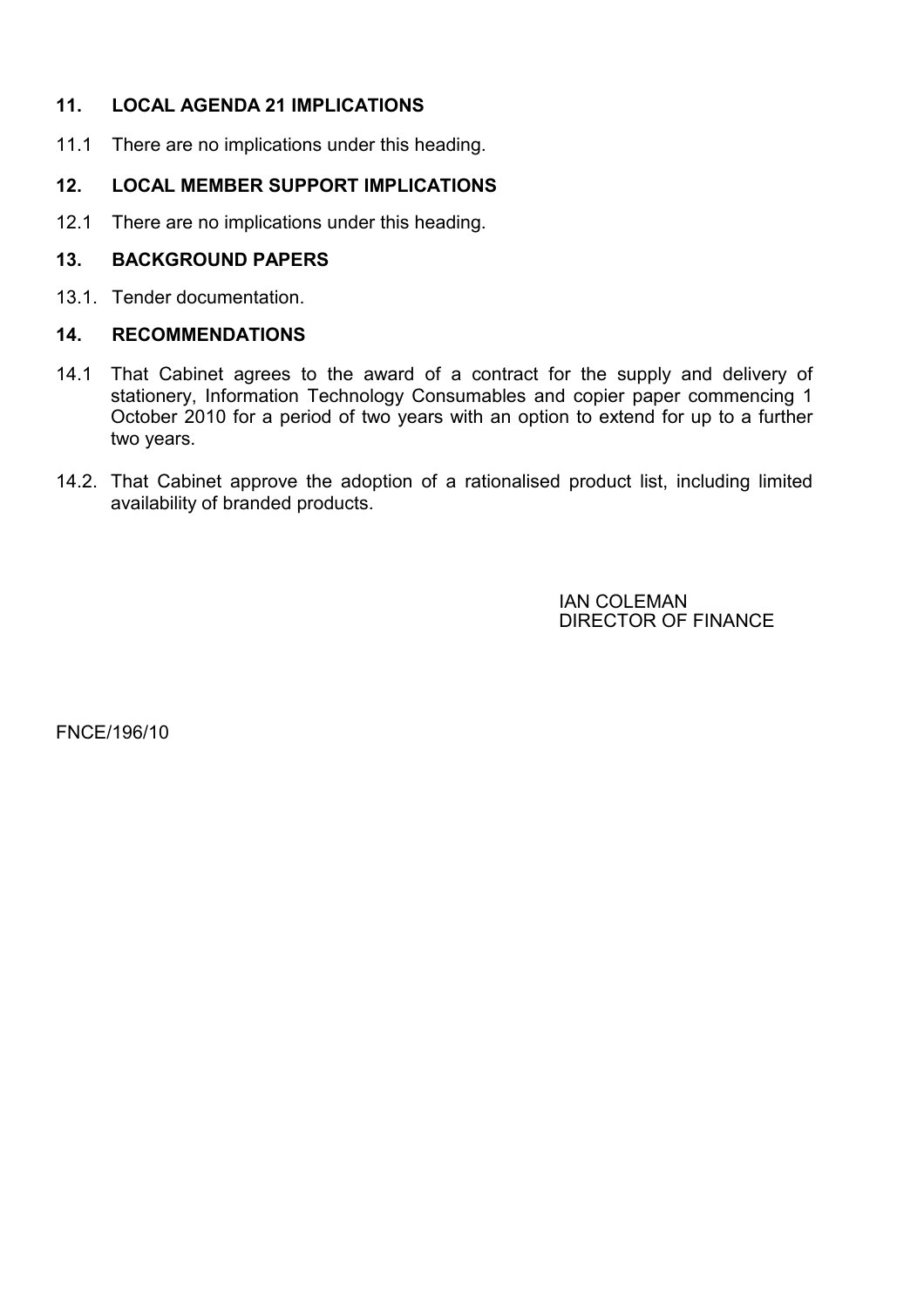## 11. LOCAL AGENDA 21 IMPLICATIONS

11.1 There are no implications under this heading.

## 12. LOCAL MEMBER SUPPORT IMPLICATIONS

12.1 There are no implications under this heading.

## 13. BACKGROUND PAPERS

13.1. Tender documentation.

## 14. RECOMMENDATIONS

14.1 That Cabinet agrees to the award of a contract for the supply and delivery of stationery, Information Technology Consumables and copier paper commencing 1 October 2010 for a period of two years with an option to extend for up to a further two years.

14.2. That Cabinet approve the adoption of a rationalised product list, including limited availability of branded products.

IAN COLEMAN
DIRECTOR OF FINANCE

FNCE/196/10